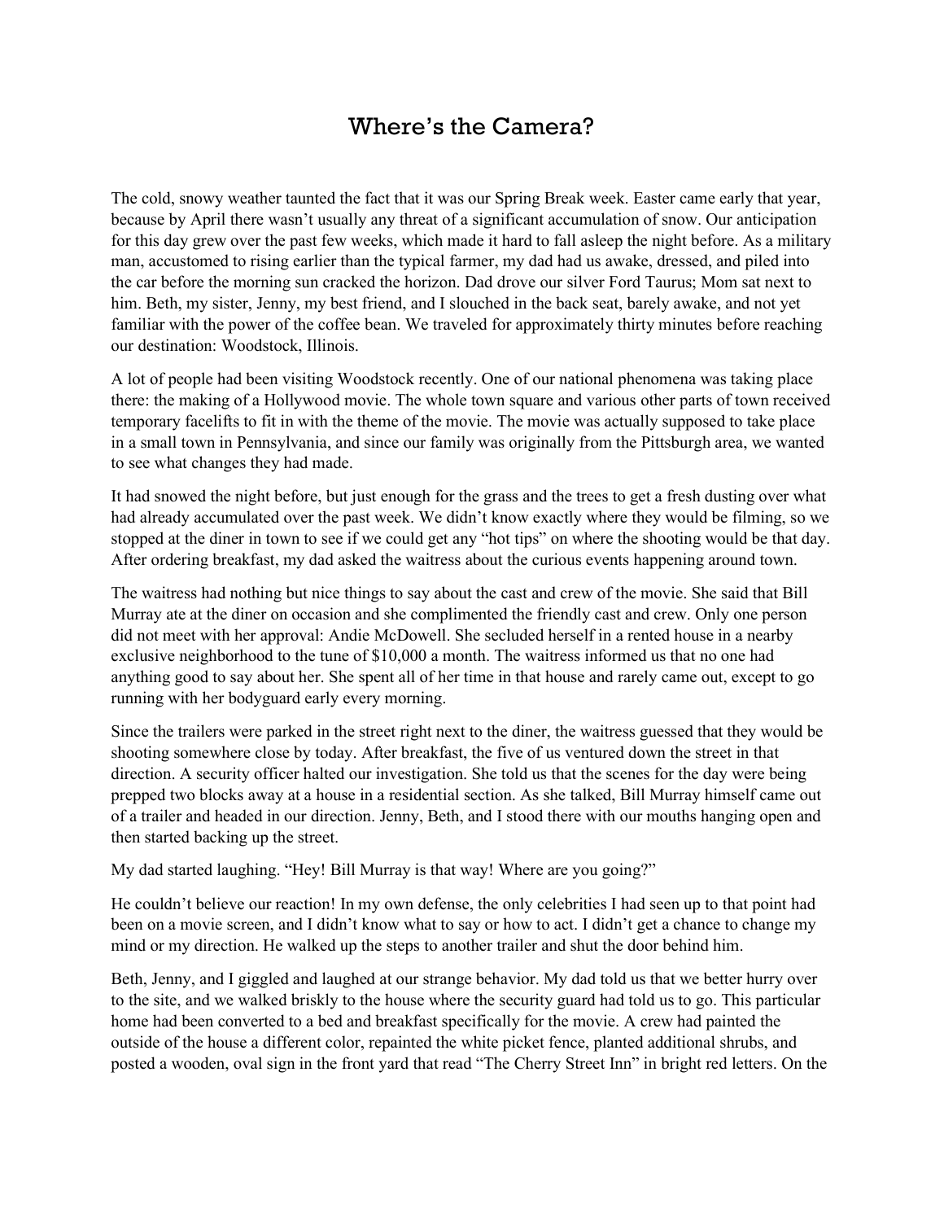# Where's the Camera?

The cold, snowy weather taunted the fact that it was our Spring Break week. Easter came early that year, because by April there wasn't usually any threat of a significant accumulation of snow. Our anticipation for this day grew over the past few weeks, which made it hard to fall asleep the night before. As a military man, accustomed to rising earlier than the typical farmer, my dad had us awake, dressed, and piled into the car before the morning sun cracked the horizon. Dad drove our silver Ford Taurus; Mom sat next to him. Beth, my sister, Jenny, my best friend, and I slouched in the back seat, barely awake, and not yet familiar with the power of the coffee bean. We traveled for approximately thirty minutes before reaching our destination: Woodstock, Illinois.

A lot of people had been visiting Woodstock recently. One of our national phenomena was taking place there: the making of a Hollywood movie. The whole town square and various other parts of town received temporary facelifts to fit in with the theme of the movie. The movie was actually supposed to take place in a small town in Pennsylvania, and since our family was originally from the Pittsburgh area, we wanted to see what changes they had made.

It had snowed the night before, but just enough for the grass and the trees to get a fresh dusting over what had already accumulated over the past week. We didn't know exactly where they would be filming, so we stopped at the diner in town to see if we could get any "hot tips" on where the shooting would be that day. After ordering breakfast, my dad asked the waitress about the curious events happening around town.

The waitress had nothing but nice things to say about the cast and crew of the movie. She said that Bill Murray ate at the diner on occasion and she complimented the friendly cast and crew. Only one person did not meet with her approval: Andie McDowell. She secluded herself in a rented house in a nearby exclusive neighborhood to the tune of $10,000 a month. The waitress informed us that no one had anything good to say about her. She spent all of her time in that house and rarely came out, except to go running with her bodyguard early every morning.

Since the trailers were parked in the street right next to the diner, the waitress guessed that they would be shooting somewhere close by today. After breakfast, the five of us ventured down the street in that direction. A security officer halted our investigation. She told us that the scenes for the day were being prepped two blocks away at a house in a residential section. As she talked, Bill Murray himself came out of a trailer and headed in our direction. Jenny, Beth, and I stood there with our mouths hanging open and then started backing up the street.

My dad started laughing. "Hey! Bill Murray is that way! Where are you going?"

He couldn't believe our reaction! In my own defense, the only celebrities I had seen up to that point had been on a movie screen, and I didn't know what to say or how to act. I didn't get a chance to change my mind or my direction. He walked up the steps to another trailer and shut the door behind him.

Beth, Jenny, and I giggled and laughed at our strange behavior. My dad told us that we better hurry over to the site, and we walked briskly to the house where the security guard had told us to go. This particular home had been converted to a bed and breakfast specifically for the movie. A crew had painted the outside of the house a different color, repainted the white picket fence, planted additional shrubs, and posted a wooden, oval sign in the front yard that read "The Cherry Street Inn" in bright red letters. On the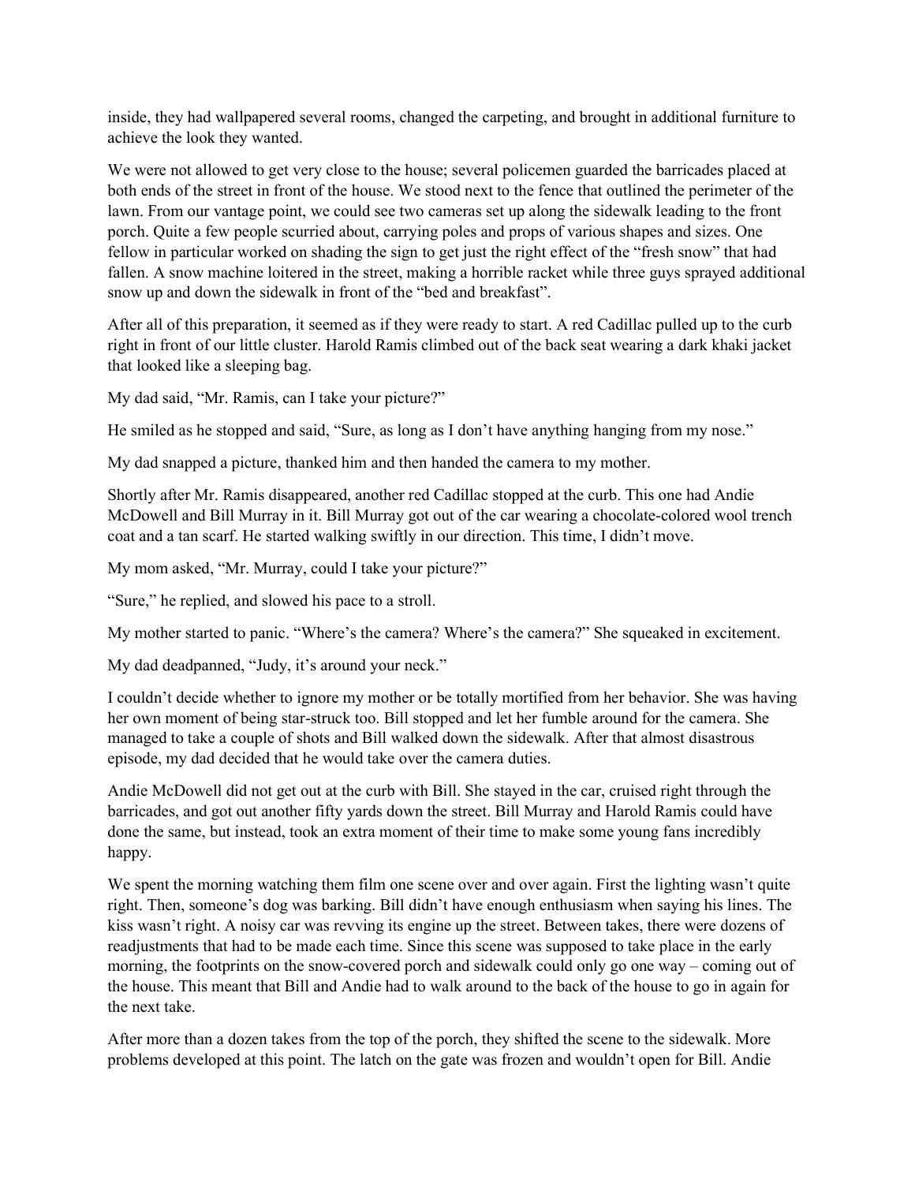inside, they had wallpapered several rooms, changed the carpeting, and brought in additional furniture to achieve the look they wanted.

We were not allowed to get very close to the house; several policemen guarded the barricades placed at both ends of the street in front of the house. We stood next to the fence that outlined the perimeter of the lawn. From our vantage point, we could see two cameras set up along the sidewalk leading to the front porch. Quite a few people scurried about, carrying poles and props of various shapes and sizes. One fellow in particular worked on shading the sign to get just the right effect of the "fresh snow" that had fallen. A snow machine loitered in the street, making a horrible racket while three guys sprayed additional snow up and down the sidewalk in front of the "bed and breakfast".

After all of this preparation, it seemed as if they were ready to start. A red Cadillac pulled up to the curb right in front of our little cluster. Harold Ramis climbed out of the back seat wearing a dark khaki jacket that looked like a sleeping bag.

My dad said, "Mr. Ramis, can I take your picture?"

He smiled as he stopped and said, "Sure, as long as I don't have anything hanging from my nose."

My dad snapped a picture, thanked him and then handed the camera to my mother.

Shortly after Mr. Ramis disappeared, another red Cadillac stopped at the curb. This one had Andie McDowell and Bill Murray in it. Bill Murray got out of the car wearing a chocolate-colored wool trench coat and a tan scarf. He started walking swiftly in our direction. This time, I didn't move.

My mom asked, "Mr. Murray, could I take your picture?"

"Sure," he replied, and slowed his pace to a stroll.

My mother started to panic. "Where's the camera? Where's the camera?" She squeaked in excitement.

My dad deadpanned, "Judy, it's around your neck."

I couldn't decide whether to ignore my mother or be totally mortified from her behavior. She was having her own moment of being star-struck too. Bill stopped and let her fumble around for the camera. She managed to take a couple of shots and Bill walked down the sidewalk. After that almost disastrous episode, my dad decided that he would take over the camera duties.

Andie McDowell did not get out at the curb with Bill. She stayed in the car, cruised right through the barricades, and got out another fifty yards down the street. Bill Murray and Harold Ramis could have done the same, but instead, took an extra moment of their time to make some young fans incredibly happy.

We spent the morning watching them film one scene over and over again. First the lighting wasn't quite right. Then, someone's dog was barking. Bill didn't have enough enthusiasm when saying his lines. The kiss wasn't right. A noisy car was revving its engine up the street. Between takes, there were dozens of readjustments that had to be made each time. Since this scene was supposed to take place in the early morning, the footprints on the snow-covered porch and sidewalk could only go one way – coming out of the house. This meant that Bill and Andie had to walk around to the back of the house to go in again for the next take.

After more than a dozen takes from the top of the porch, they shifted the scene to the sidewalk. More problems developed at this point. The latch on the gate was frozen and wouldn't open for Bill. Andie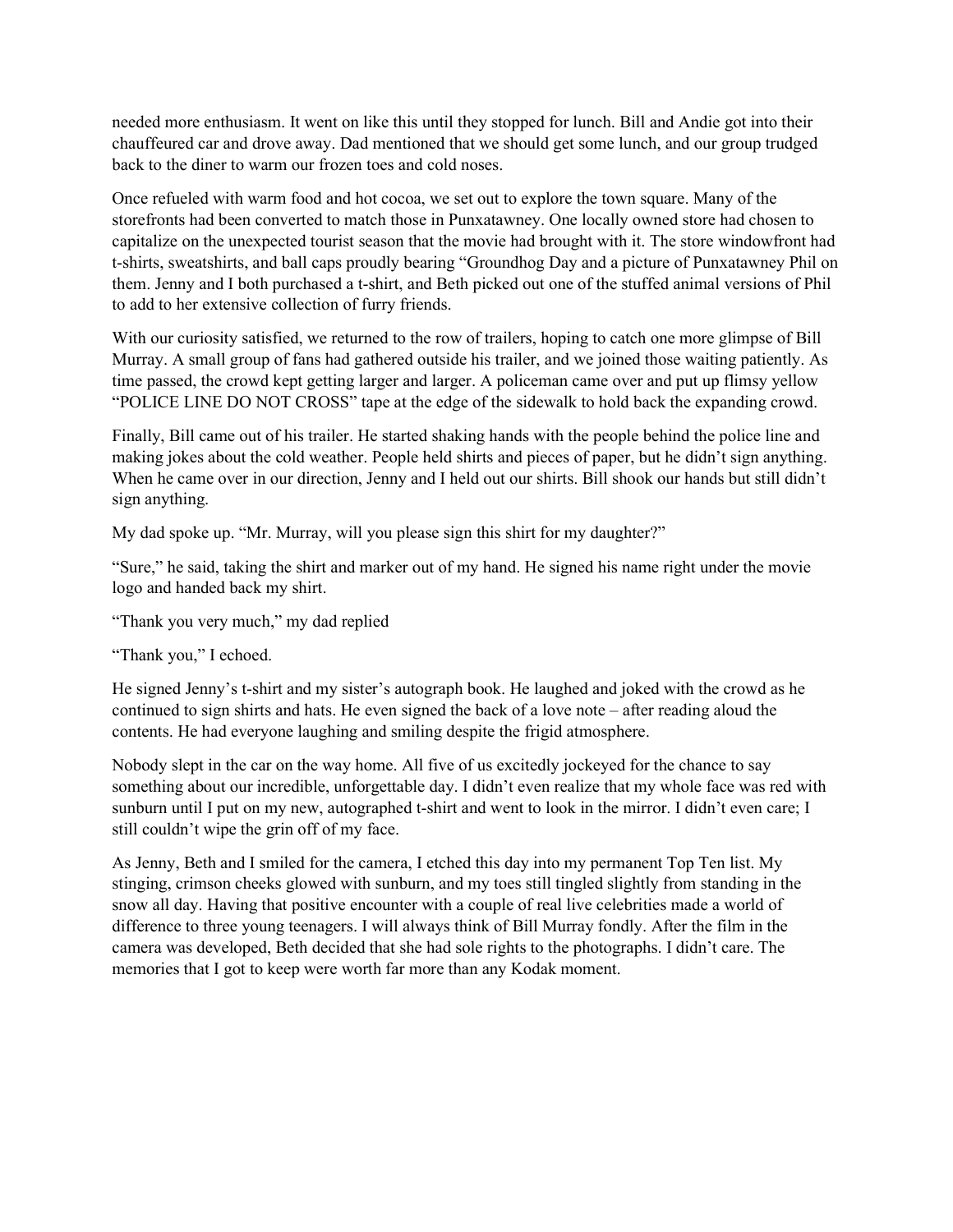needed more enthusiasm. It went on like this until they stopped for lunch. Bill and Andie got into their chauffeured car and drove away. Dad mentioned that we should get some lunch, and our group trudged back to the diner to warm our frozen toes and cold noses.

Once refueled with warm food and hot cocoa, we set out to explore the town square. Many of the storefronts had been converted to match those in Punxatawney. One locally owned store had chosen to capitalize on the unexpected tourist season that the movie had brought with it. The store windowfront had t-shirts, sweatshirts, and ball caps proudly bearing "Groundhog Day and a picture of Punxatawney Phil on them. Jenny and I both purchased a t-shirt, and Beth picked out one of the stuffed animal versions of Phil to add to her extensive collection of furry friends.

With our curiosity satisfied, we returned to the row of trailers, hoping to catch one more glimpse of Bill Murray. A small group of fans had gathered outside his trailer, and we joined those waiting patiently. As time passed, the crowd kept getting larger and larger. A policeman came over and put up flimsy yellow "POLICE LINE DO NOT CROSS" tape at the edge of the sidewalk to hold back the expanding crowd.

Finally, Bill came out of his trailer. He started shaking hands with the people behind the police line and making jokes about the cold weather. People held shirts and pieces of paper, but he didn't sign anything. When he came over in our direction, Jenny and I held out our shirts. Bill shook our hands but still didn't sign anything.

My dad spoke up. "Mr. Murray, will you please sign this shirt for my daughter?"

"Sure," he said, taking the shirt and marker out of my hand. He signed his name right under the movie logo and handed back my shirt.

"Thank you very much," my dad replied

"Thank you," I echoed.

He signed Jenny's t-shirt and my sister's autograph book. He laughed and joked with the crowd as he continued to sign shirts and hats. He even signed the back of a love note – after reading aloud the contents. He had everyone laughing and smiling despite the frigid atmosphere.

Nobody slept in the car on the way home. All five of us excitedly jockeyed for the chance to say something about our incredible, unforgettable day. I didn't even realize that my whole face was red with sunburn until I put on my new, autographed t-shirt and went to look in the mirror. I didn't even care; I still couldn't wipe the grin off of my face.

As Jenny, Beth and I smiled for the camera, I etched this day into my permanent Top Ten list. My stinging, crimson cheeks glowed with sunburn, and my toes still tingled slightly from standing in the snow all day. Having that positive encounter with a couple of real live celebrities made a world of difference to three young teenagers. I will always think of Bill Murray fondly. After the film in the camera was developed, Beth decided that she had sole rights to the photographs. I didn't care. The memories that I got to keep were worth far more than any Kodak moment.